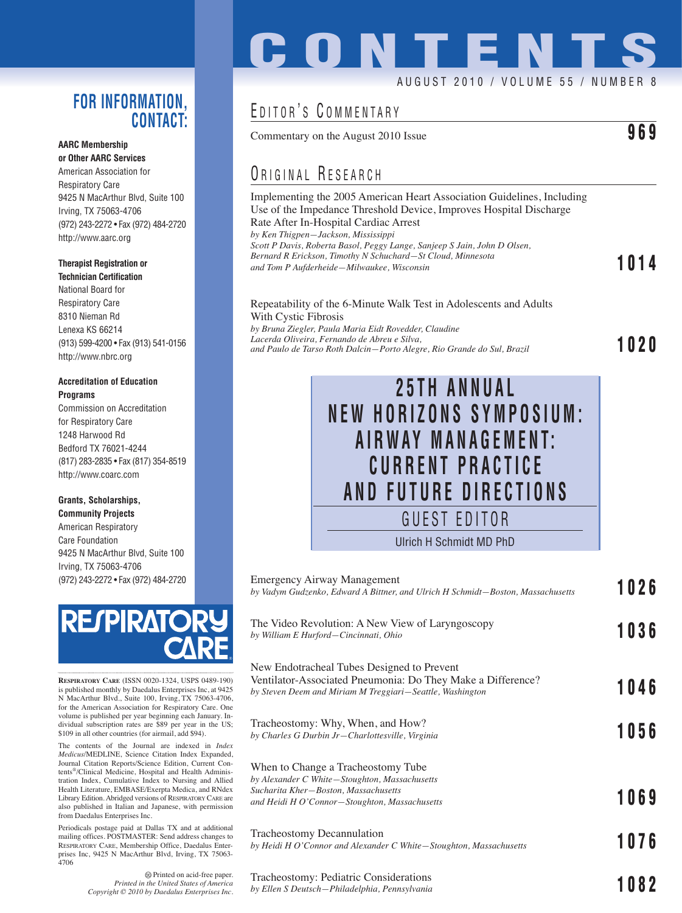# CONTENTS

AUGUST 2010 / VOLUME 55 / NUMBER 8

## EDITOR'S COMMENTARY

Commentary on the August 2010 Issue — **969**

## ORIGINAL RESEARCH

Implementing the 2005 American Heart Association Guidelines, Including Use of the Impedance Threshold Device, Improves Hospital Discharge Rate After In-Hospital Cardiac Arrest
*by Ken Thigpen—Jackson, Mississippi*
*Scott P Davis, Roberta Basol, Peggy Lange, Sanjeep S Jain, John D Olsen, Bernard R Erickson, Timothy N Schuchard—St Cloud, Minnesota*
*and Tom P Aufderheide—Milwaukee, Wisconsin* — **1014**

Repeatability of the 6-Minute Walk Test in Adolescents and Adults With Cystic Fibrosis
*by Bruna Ziegler, Paula Maria Eidt Rovedder, Claudine Lacerda Oliveira, Fernando de Abreu e Silva, and Paulo de Tarso Roth Dalcin—Porto Alegre, Rio Grande do Sul, Brazil* — **1020**

## 25TH ANNUAL NEW HORIZONS SYMPOSIUM: AIRWAY MANAGEMENT: CURRENT PRACTICE AND FUTURE DIRECTIONS

### GUEST EDITOR

Ulrich H Schmidt MD PhD

Emergency Airway Management
*by Vadym Gudzenko, Edward A Bittner, and Ulrich H Schmidt—Boston, Massachusetts* — **1026**

The Video Revolution: A New View of Laryngoscopy
*by William E Hurford—Cincinnati, Ohio* — **1036**

New Endotracheal Tubes Designed to Prevent Ventilator-Associated Pneumonia: Do They Make a Difference?
*by Steven Deem and Miriam M Treggiari—Seattle, Washington* — **1046**

Tracheostomy: Why, When, and How?
*by Charles G Durbin Jr—Charlottesville, Virginia* — **1056**

When to Change a Tracheostomy Tube
*by Alexander C White—Stoughton, Massachusetts*
*Sucharita Kher—Boston, Massachusetts*
*and Heidi H O'Connor—Stoughton, Massachusetts* — **1069**

Tracheostomy Decannulation
*by Heidi H O'Connor and Alexander C White—Stoughton, Massachusetts* — **1076**

Tracheostomy: Pediatric Considerations
*by Ellen S Deutsch—Philadelphia, Pennsylvania* — **1082**

---

## FOR INFORMATION, CONTACT:

**AARC Membership or Other AARC Services**
American Association for Respiratory Care
9425 N MacArthur Blvd, Suite 100
Irving, TX 75063-4706
(972) 243-2272 • Fax (972) 484-2720
http://www.aarc.org

**Therapist Registration or Technician Certification**
National Board for Respiratory Care
8310 Nieman Rd
Lenexa KS 66214
(913) 599-4200 • Fax (913) 541-0156
http://www.nbrc.org

**Accreditation of Education Programs**
Commission on Accreditation for Respiratory Care
1248 Harwood Rd
Bedford TX 76021-4244
(817) 283-2835 • Fax (817) 354-8519
http://www.coarc.com

**Grants, Scholarships, Community Projects**
American Respiratory Care Foundation
9425 N MacArthur Blvd, Suite 100
Irving, TX 75063-4706
(972) 243-2272 • Fax (972) 484-2720

RESPIRATORY CARE

**RESPIRATORY CARE** (ISSN 0020-1324, USPS 0489-190) is published monthly by Daedalus Enterprises Inc, at 9425 N MacArthur Blvd., Suite 100, Irving, TX 75063-4706, for the American Association for Respiratory Care. One volume is published per year beginning each January. Individual subscription rates are $89 per year in the US; $109 in all other countries (for airmail, add $94).

The contents of the Journal are indexed in *Index Medicus*/MEDLINE, Science Citation Index Expanded, Journal Citation Reports/Science Edition, Current Contents®/Clinical Medicine, Hospital and Health Administration Index, Cumulative Index to Nursing and Allied Health Literature, EMBASE/Exerpta Medica, and RNdex Library Edition. Abridged versions of RESPIRATORY CARE are also published in Italian and Japanese, with permission from Daedalus Enterprises Inc.

Periodicals postage paid at Dallas TX and at additional mailing offices. POSTMASTER: Send address changes to RESPIRATORY CARE, Membership Office, Daedalus Enterprises Inc, 9425 N MacArthur Blvd, Irving, TX 75063-4706

Printed on acid-free paper.
*Printed in the United States of America*
*Copyright © 2010 by Daedalus Enterprises Inc.*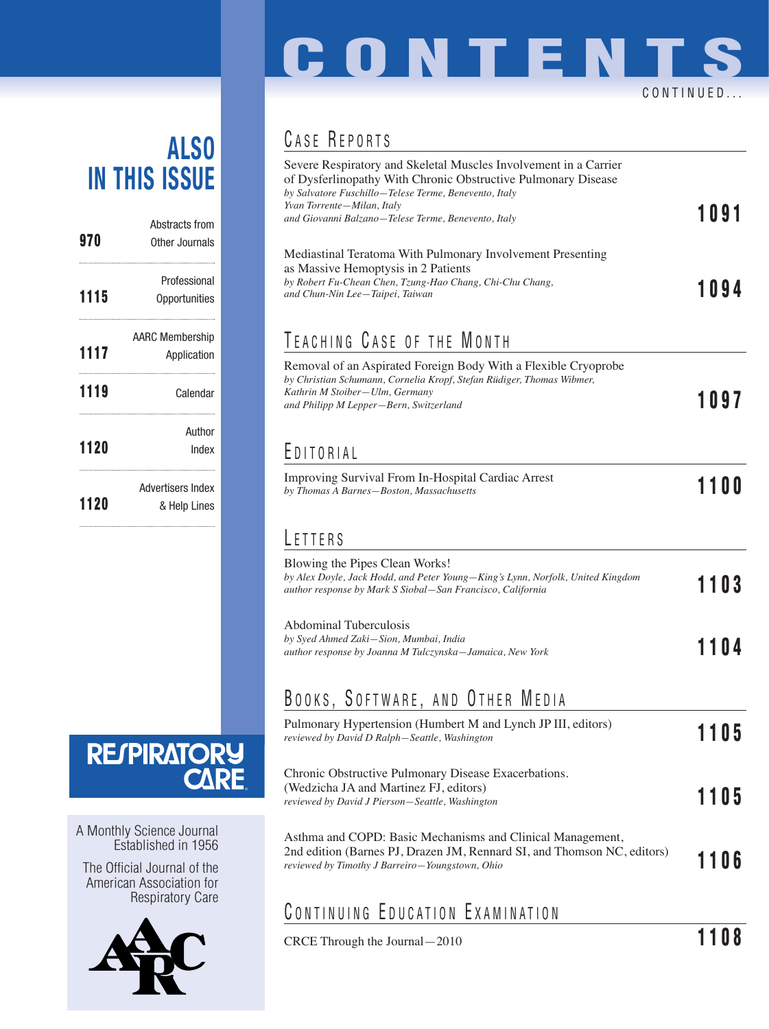# CONTENTS

CONTINUED...

## Case Reports

Severe Respiratory and Skeletal Muscles Involvement in a Carrier of Dysferlinopathy With Chronic Obstructive Pulmonary Disease
*by Salvatore Fuschillo—Telese Terme, Benevento, Italy*
*Yvan Torrente—Milan, Italy*
*and Giovanni Balzano—Telese Terme, Benevento, Italy* **1091**

Mediastinal Teratoma With Pulmonary Involvement Presenting as Massive Hemoptysis in 2 Patients
*by Robert Fu-Chean Chen, Tzung-Hao Chang, Chi-Chu Chang, and Chun-Nin Lee—Taipei, Taiwan* **1094**

## Teaching Case of the Month

Removal of an Aspirated Foreign Body With a Flexible Cryoprobe
*by Christian Schumann, Cornelia Kropf, Stefan Rüdiger, Thomas Wibmer, Kathrin M Stoiber—Ulm, Germany*
*and Philipp M Lepper—Bern, Switzerland* **1097**

## Editorial

Improving Survival From In-Hospital Cardiac Arrest
*by Thomas A Barnes—Boston, Massachusetts* **1100**

## Letters

Blowing the Pipes Clean Works!
*by Alex Doyle, Jack Hodd, and Peter Young—King's Lynn, Norfolk, United Kingdom*
*author response by Mark S Siobal—San Francisco, California* **1103**

Abdominal Tuberculosis
*by Syed Ahmed Zaki—Sion, Mumbai, India*
*author response by Joanna M Tulczynska—Jamaica, New York* **1104**

## Books, Software, and Other Media

Pulmonary Hypertension (Humbert M and Lynch JP III, editors)
*reviewed by David D Ralph—Seattle, Washington* **1105**

Chronic Obstructive Pulmonary Disease Exacerbations. (Wedzicha JA and Martinez FJ, editors)
*reviewed by David J Pierson—Seattle, Washington* **1105**

Asthma and COPD: Basic Mechanisms and Clinical Management, 2nd edition (Barnes PJ, Drazen JM, Rennard SI, and Thomson NC, editors)
*reviewed by Timothy J Barreiro—Youngstown, Ohio* **1106**

## Continuing Education Examination

CRCE Through the Journal—2010 **1108**

## ALSO IN THIS ISSUE

| | |
|---|---|
| 970 | Abstracts from Other Journals |
| 1115 | Professional Opportunities |
| 1117 | AARC Membership Application |
| 1119 | Calendar |
| 1120 | Author Index |
| 1120 | Advertisers Index & Help Lines |

RESPIRATORY CARE

A Monthly Science Journal Established in 1956

The Official Journal of the American Association for Respiratory Care

AARC